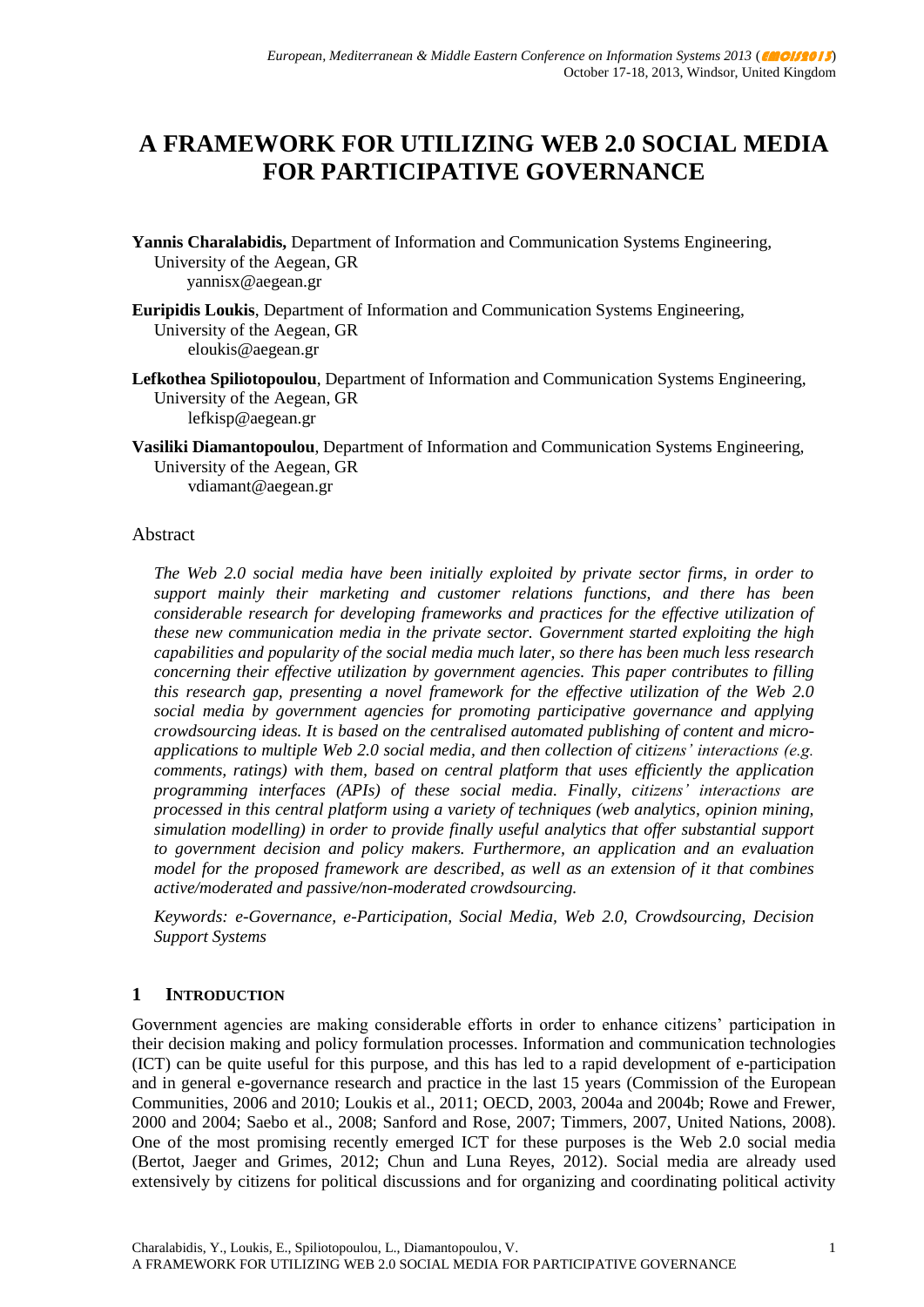# A FRAMEWORK FOR UTILIZING WEB 2.0 SOCIAL MEDIA FOR PARTICIPATIVE GOVERNANCE

**Yannis Charalabidis,** Department of Information and Communication Systems Engineering, University of the Aegean, GR
yannisx@aegean.gr

**Euripidis Loukis**, Department of Information and Communication Systems Engineering, University of the Aegean, GR
eloukis@aegean.gr

**Lefkothea Spiliotopoulou**, Department of Information and Communication Systems Engineering, University of the Aegean, GR
lefkisp@aegean.gr

**Vasiliki Diamantopoulou**, Department of Information and Communication Systems Engineering, University of the Aegean, GR
vdiamant@aegean.gr

## Abstract

*The Web 2.0 social media have been initially exploited by private sector firms, in order to support mainly their marketing and customer relations functions, and there has been considerable research for developing frameworks and practices for the effective utilization of these new communication media in the private sector. Government started exploiting the high capabilities and popularity of the social media much later, so there has been much less research concerning their effective utilization by government agencies. This paper contributes to filling this research gap, presenting a novel framework for the effective utilization of the Web 2.0 social media by government agencies for promoting participative governance and applying crowdsourcing ideas. It is based on the centralised automated publishing of content and micro-applications to multiple Web 2.0 social media, and then collection of citizens' interactions (e.g. comments, ratings) with them, based on central platform that uses efficiently the application programming interfaces (APIs) of these social media. Finally, citizens' interactions are processed in this central platform using a variety of techniques (web analytics, opinion mining, simulation modelling) in order to provide finally useful analytics that offer substantial support to government decision and policy makers. Furthermore, an application and an evaluation model for the proposed framework are described, as well as an extension of it that combines active/moderated and passive/non-moderated crowdsourcing.*

*Keywords: e-Governance, e-Participation, Social Media, Web 2.0, Crowdsourcing, Decision Support Systems*

## 1 INTRODUCTION

Government agencies are making considerable efforts in order to enhance citizens' participation in their decision making and policy formulation processes. Information and communication technologies (ICT) can be quite useful for this purpose, and this has led to a rapid development of e-participation and in general e-governance research and practice in the last 15 years (Commission of the European Communities, 2006 and 2010; Loukis et al., 2011; OECD, 2003, 2004a and 2004b; Rowe and Frewer, 2000 and 2004; Saebo et al., 2008; Sanford and Rose, 2007; Timmers, 2007, United Nations, 2008). One of the most promising recently emerged ICT for these purposes is the Web 2.0 social media (Bertot, Jaeger and Grimes, 2012; Chun and Luna Reyes, 2012). Social media are already used extensively by citizens for political discussions and for organizing and coordinating political activity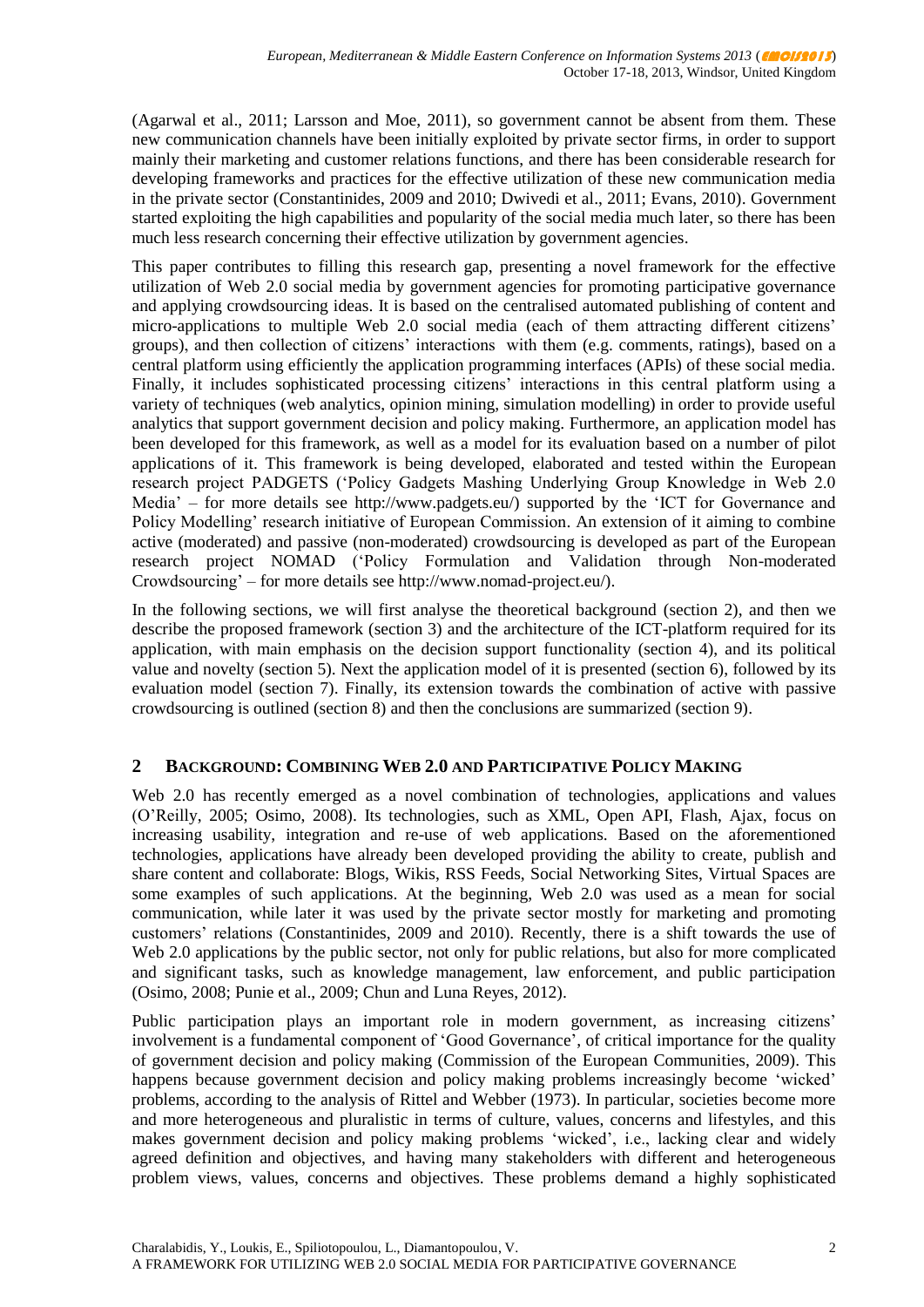(Agarwal et al., 2011; Larsson and Moe, 2011), so government cannot be absent from them. These new communication channels have been initially exploited by private sector firms, in order to support mainly their marketing and customer relations functions, and there has been considerable research for developing frameworks and practices for the effective utilization of these new communication media in the private sector (Constantinides, 2009 and 2010; Dwivedi et al., 2011; Evans, 2010). Government started exploiting the high capabilities and popularity of the social media much later, so there has been much less research concerning their effective utilization by government agencies.

This paper contributes to filling this research gap, presenting a novel framework for the effective utilization of Web 2.0 social media by government agencies for promoting participative governance and applying crowdsourcing ideas. It is based on the centralised automated publishing of content and micro-applications to multiple Web 2.0 social media (each of them attracting different citizens' groups), and then collection of citizens' interactions with them (e.g. comments, ratings), based on a central platform using efficiently the application programming interfaces (APIs) of these social media. Finally, it includes sophisticated processing citizens' interactions in this central platform using a variety of techniques (web analytics, opinion mining, simulation modelling) in order to provide useful analytics that support government decision and policy making. Furthermore, an application model has been developed for this framework, as well as a model for its evaluation based on a number of pilot applications of it. This framework is being developed, elaborated and tested within the European research project PADGETS ('Policy Gadgets Mashing Underlying Group Knowledge in Web 2.0 Media' – for more details see http://www.padgets.eu/) supported by the 'ICT for Governance and Policy Modelling' research initiative of European Commission. An extension of it aiming to combine active (moderated) and passive (non-moderated) crowdsourcing is developed as part of the European research project NOMAD ('Policy Formulation and Validation through Non-moderated Crowdsourcing' – for more details see http://www.nomad-project.eu/).

In the following sections, we will first analyse the theoretical background (section 2), and then we describe the proposed framework (section 3) and the architecture of the ICT-platform required for its application, with main emphasis on the decision support functionality (section 4), and its political value and novelty (section 5). Next the application model of it is presented (section 6), followed by its evaluation model (section 7). Finally, its extension towards the combination of active with passive crowdsourcing is outlined (section 8) and then the conclusions are summarized (section 9).

## 2 BACKGROUND: COMBINING WEB 2.0 AND PARTICIPATIVE POLICY MAKING

Web 2.0 has recently emerged as a novel combination of technologies, applications and values (O'Reilly, 2005; Osimo, 2008). Its technologies, such as XML, Open API, Flash, Ajax, focus on increasing usability, integration and re-use of web applications. Based on the aforementioned technologies, applications have already been developed providing the ability to create, publish and share content and collaborate: Blogs, Wikis, RSS Feeds, Social Networking Sites, Virtual Spaces are some examples of such applications. At the beginning, Web 2.0 was used as a mean for social communication, while later it was used by the private sector mostly for marketing and promoting customers' relations (Constantinides, 2009 and 2010). Recently, there is a shift towards the use of Web 2.0 applications by the public sector, not only for public relations, but also for more complicated and significant tasks, such as knowledge management, law enforcement, and public participation (Osimo, 2008; Punie et al., 2009; Chun and Luna Reyes, 2012).

Public participation plays an important role in modern government, as increasing citizens' involvement is a fundamental component of 'Good Governance', of critical importance for the quality of government decision and policy making (Commission of the European Communities, 2009). This happens because government decision and policy making problems increasingly become 'wicked' problems, according to the analysis of Rittel and Webber (1973). In particular, societies become more and more heterogeneous and pluralistic in terms of culture, values, concerns and lifestyles, and this makes government decision and policy making problems 'wicked', i.e., lacking clear and widely agreed definition and objectives, and having many stakeholders with different and heterogeneous problem views, values, concerns and objectives. These problems demand a highly sophisticated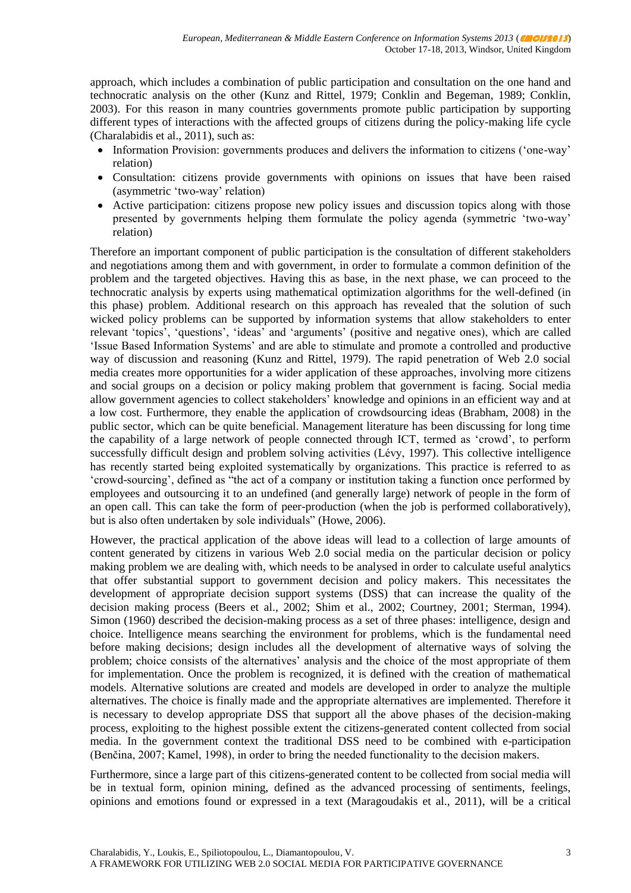approach, which includes a combination of public participation and consultation on the one hand and technocratic analysis on the other (Kunz and Rittel, 1979; Conklin and Begeman, 1989; Conklin, 2003). For this reason in many countries governments promote public participation by supporting different types of interactions with the affected groups of citizens during the policy-making life cycle (Charalabidis et al., 2011), such as:

- Information Provision: governments produces and delivers the information to citizens ('one-way' relation)
- Consultation: citizens provide governments with opinions on issues that have been raised (asymmetric 'two-way' relation)
- Active participation: citizens propose new policy issues and discussion topics along with those presented by governments helping them formulate the policy agenda (symmetric 'two-way' relation)

Therefore an important component of public participation is the consultation of different stakeholders and negotiations among them and with government, in order to formulate a common definition of the problem and the targeted objectives. Having this as base, in the next phase, we can proceed to the technocratic analysis by experts using mathematical optimization algorithms for the well-defined (in this phase) problem. Additional research on this approach has revealed that the solution of such wicked policy problems can be supported by information systems that allow stakeholders to enter relevant 'topics', 'questions', 'ideas' and 'arguments' (positive and negative ones), which are called 'Issue Based Information Systems' and are able to stimulate and promote a controlled and productive way of discussion and reasoning (Kunz and Rittel, 1979). The rapid penetration of Web 2.0 social media creates more opportunities for a wider application of these approaches, involving more citizens and social groups on a decision or policy making problem that government is facing. Social media allow government agencies to collect stakeholders' knowledge and opinions in an efficient way and at a low cost. Furthermore, they enable the application of crowdsourcing ideas (Brabham, 2008) in the public sector, which can be quite beneficial. Management literature has been discussing for long time the capability of a large network of people connected through ICT, termed as 'crowd', to perform successfully difficult design and problem solving activities (Lévy, 1997). This collective intelligence has recently started being exploited systematically by organizations. This practice is referred to as 'crowd-sourcing', defined as "the act of a company or institution taking a function once performed by employees and outsourcing it to an undefined (and generally large) network of people in the form of an open call. This can take the form of peer-production (when the job is performed collaboratively), but is also often undertaken by sole individuals" (Howe, 2006).

However, the practical application of the above ideas will lead to a collection of large amounts of content generated by citizens in various Web 2.0 social media on the particular decision or policy making problem we are dealing with, which needs to be analysed in order to calculate useful analytics that offer substantial support to government decision and policy makers. This necessitates the development of appropriate decision support systems (DSS) that can increase the quality of the decision making process (Beers et al., 2002; Shim et al., 2002; Courtney, 2001; Sterman, 1994). Simon (1960) described the decision-making process as a set of three phases: intelligence, design and choice. Intelligence means searching the environment for problems, which is the fundamental need before making decisions; design includes all the development of alternative ways of solving the problem; choice consists of the alternatives' analysis and the choice of the most appropriate of them for implementation. Once the problem is recognized, it is defined with the creation of mathematical models. Alternative solutions are created and models are developed in order to analyze the multiple alternatives. The choice is finally made and the appropriate alternatives are implemented. Therefore it is necessary to develop appropriate DSS that support all the above phases of the decision-making process, exploiting to the highest possible extent the citizens-generated content collected from social media. In the government context the traditional DSS need to be combined with e-participation (Benčina, 2007; Kamel, 1998), in order to bring the needed functionality to the decision makers.

Furthermore, since a large part of this citizens-generated content to be collected from social media will be in textual form, opinion mining, defined as the advanced processing of sentiments, feelings, opinions and emotions found or expressed in a text (Maragoudakis et al., 2011), will be a critical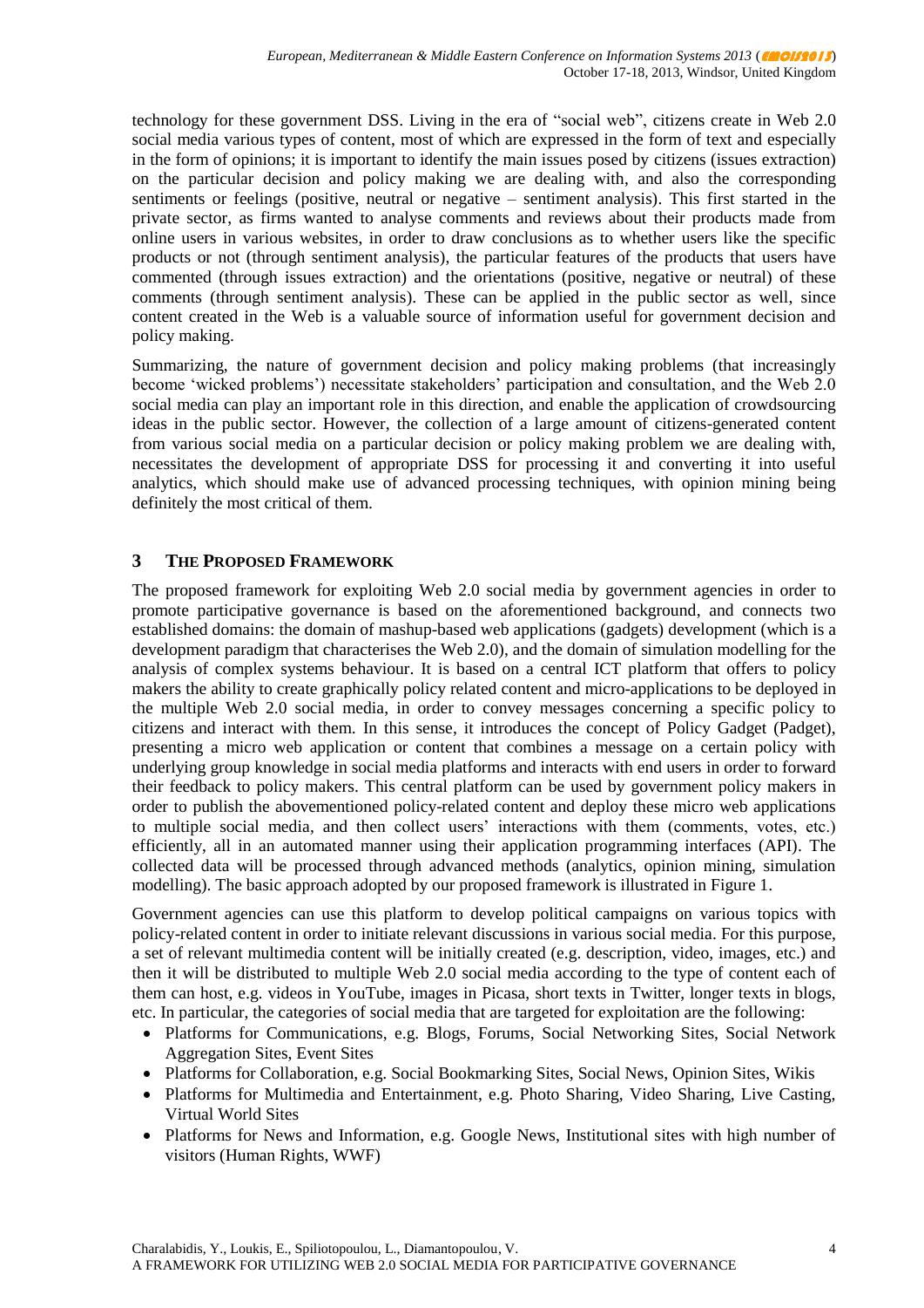technology for these government DSS. Living in the era of "social web", citizens create in Web 2.0 social media various types of content, most of which are expressed in the form of text and especially in the form of opinions; it is important to identify the main issues posed by citizens (issues extraction) on the particular decision and policy making we are dealing with, and also the corresponding sentiments or feelings (positive, neutral or negative – sentiment analysis). This first started in the private sector, as firms wanted to analyse comments and reviews about their products made from online users in various websites, in order to draw conclusions as to whether users like the specific products or not (through sentiment analysis), the particular features of the products that users have commented (through issues extraction) and the orientations (positive, negative or neutral) of these comments (through sentiment analysis). These can be applied in the public sector as well, since content created in the Web is a valuable source of information useful for government decision and policy making.

Summarizing, the nature of government decision and policy making problems (that increasingly become 'wicked problems') necessitate stakeholders' participation and consultation, and the Web 2.0 social media can play an important role in this direction, and enable the application of crowdsourcing ideas in the public sector. However, the collection of a large amount of citizens-generated content from various social media on a particular decision or policy making problem we are dealing with, necessitates the development of appropriate DSS for processing it and converting it into useful analytics, which should make use of advanced processing techniques, with opinion mining being definitely the most critical of them.

## 3 THE PROPOSED FRAMEWORK

The proposed framework for exploiting Web 2.0 social media by government agencies in order to promote participative governance is based on the aforementioned background, and connects two established domains: the domain of mashup-based web applications (gadgets) development (which is a development paradigm that characterises the Web 2.0), and the domain of simulation modelling for the analysis of complex systems behaviour. It is based on a central ICT platform that offers to policy makers the ability to create graphically policy related content and micro-applications to be deployed in the multiple Web 2.0 social media, in order to convey messages concerning a specific policy to citizens and interact with them. In this sense, it introduces the concept of Policy Gadget (Padget), presenting a micro web application or content that combines a message on a certain policy with underlying group knowledge in social media platforms and interacts with end users in order to forward their feedback to policy makers. This central platform can be used by government policy makers in order to publish the abovementioned policy-related content and deploy these micro web applications to multiple social media, and then collect users' interactions with them (comments, votes, etc.) efficiently, all in an automated manner using their application programming interfaces (API). The collected data will be processed through advanced methods (analytics, opinion mining, simulation modelling). The basic approach adopted by our proposed framework is illustrated in Figure 1.

Government agencies can use this platform to develop political campaigns on various topics with policy-related content in order to initiate relevant discussions in various social media. For this purpose, a set of relevant multimedia content will be initially created (e.g. description, video, images, etc.) and then it will be distributed to multiple Web 2.0 social media according to the type of content each of them can host, e.g. videos in YouTube, images in Picasa, short texts in Twitter, longer texts in blogs, etc. In particular, the categories of social media that are targeted for exploitation are the following:

- Platforms for Communications, e.g. Blogs, Forums, Social Networking Sites, Social Network Aggregation Sites, Event Sites
- Platforms for Collaboration, e.g. Social Bookmarking Sites, Social News, Opinion Sites, Wikis
- Platforms for Multimedia and Entertainment, e.g. Photo Sharing, Video Sharing, Live Casting, Virtual World Sites
- Platforms for News and Information, e.g. Google News, Institutional sites with high number of visitors (Human Rights, WWF)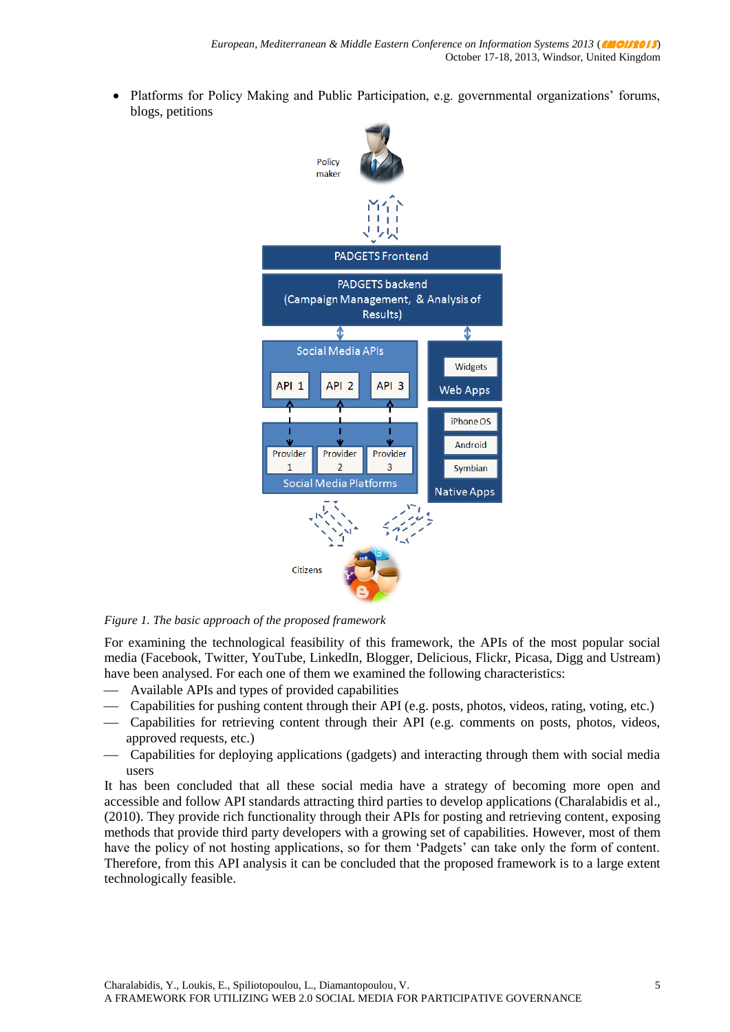- Platforms for Policy Making and Public Participation, e.g. governmental organizations' forums, blogs, petitions

*Figure 1. The basic approach of the proposed framework*

For examining the technological feasibility of this framework, the APIs of the most popular social media (Facebook, Twitter, YouTube, LinkedIn, Blogger, Delicious, Flickr, Picasa, Digg and Ustream) have been analysed. For each one of them we examined the following characteristics:

- Available APIs and types of provided capabilities
- Capabilities for pushing content through their API (e.g. posts, photos, videos, rating, voting, etc.)
- Capabilities for retrieving content through their API (e.g. comments on posts, photos, videos, approved requests, etc.)
- Capabilities for deploying applications (gadgets) and interacting through them with social media users

It has been concluded that all these social media have a strategy of becoming more open and accessible and follow API standards attracting third parties to develop applications (Charalabidis et al., (2010). They provide rich functionality through their APIs for posting and retrieving content, exposing methods that provide third party developers with a growing set of capabilities. However, most of them have the policy of not hosting applications, so for them 'Padgets' can take only the form of content. Therefore, from this API analysis it can be concluded that the proposed framework is to a large extent technologically feasible.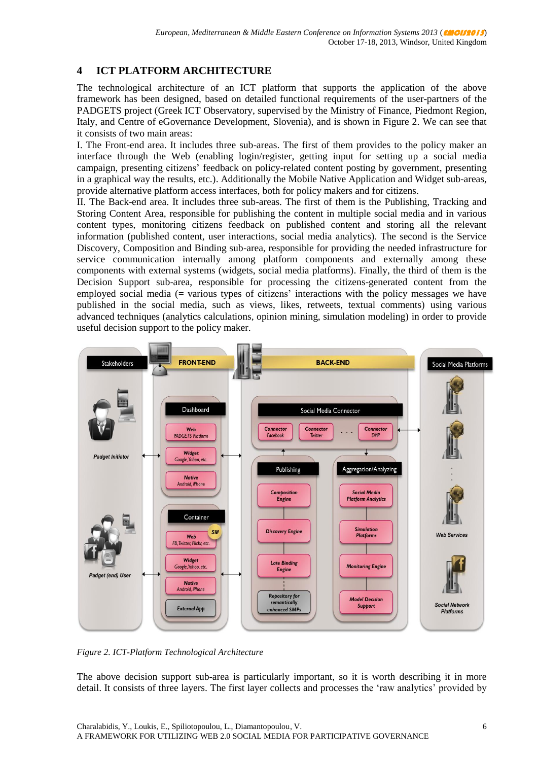## 4 ICT PLATFORM ARCHITECTURE

The technological architecture of an ICT platform that supports the application of the above framework has been designed, based on detailed functional requirements of the user-partners of the PADGETS project (Greek ICT Observatory, supervised by the Ministry of Finance, Piedmont Region, Italy, and Centre of eGovernance Development, Slovenia), and is shown in Figure 2. We can see that it consists of two main areas:

I. The Front-end area. It includes three sub-areas. The first of them provides to the policy maker an interface through the Web (enabling login/register, getting input for setting up a social media campaign, presenting citizens' feedback on policy-related content posting by government, presenting in a graphical way the results, etc.). Additionally the Mobile Native Application and Widget sub-areas, provide alternative platform access interfaces, both for policy makers and for citizens.

II. The Back-end area. It includes three sub-areas. The first of them is the Publishing, Tracking and Storing Content Area, responsible for publishing the content in multiple social media and in various content types, monitoring citizens feedback on published content and storing all the relevant information (published content, user interactions, social media analytics). The second is the Service Discovery, Composition and Binding sub-area, responsible for providing the needed infrastructure for service communication internally among platform components and externally among these components with external systems (widgets, social media platforms). Finally, the third of them is the Decision Support sub-area, responsible for processing the citizens-generated content from the employed social media (= various types of citizens' interactions with the policy messages we have published in the social media, such as views, likes, retweets, textual comments) using various advanced techniques (analytics calculations, opinion mining, simulation modeling) in order to provide useful decision support to the policy maker.

*Figure 2. ICT-Platform Technological Architecture*

The above decision support sub-area is particularly important, so it is worth describing it in more detail. It consists of three layers. The first layer collects and processes the 'raw analytics' provided by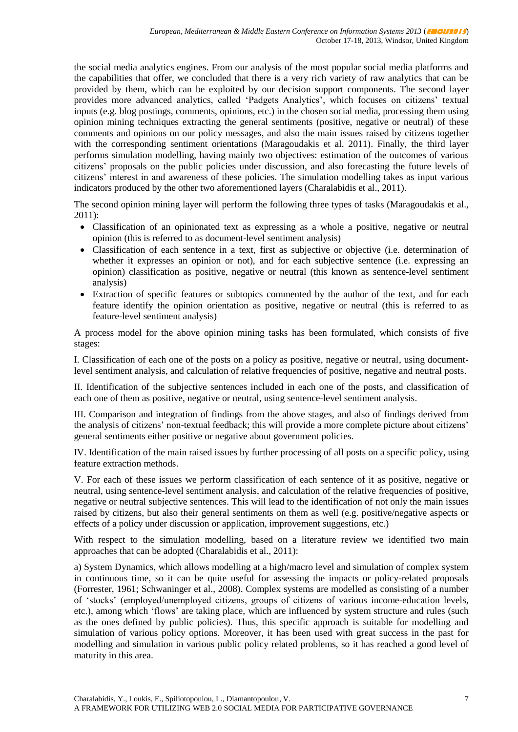the social media analytics engines. From our analysis of the most popular social media platforms and the capabilities that offer, we concluded that there is a very rich variety of raw analytics that can be provided by them, which can be exploited by our decision support components. The second layer provides more advanced analytics, called 'Padgets Analytics', which focuses on citizens' textual inputs (e.g. blog postings, comments, opinions, etc.) in the chosen social media, processing them using opinion mining techniques extracting the general sentiments (positive, negative or neutral) of these comments and opinions on our policy messages, and also the main issues raised by citizens together with the corresponding sentiment orientations (Maragoudakis et al. 2011). Finally, the third layer performs simulation modelling, having mainly two objectives: estimation of the outcomes of various citizens' proposals on the public policies under discussion, and also forecasting the future levels of citizens' interest in and awareness of these policies. The simulation modelling takes as input various indicators produced by the other two aforementioned layers (Charalabidis et al., 2011).

The second opinion mining layer will perform the following three types of tasks (Maragoudakis et al., 2011):

- Classification of an opinionated text as expressing as a whole a positive, negative or neutral opinion (this is referred to as document-level sentiment analysis)
- Classification of each sentence in a text, first as subjective or objective (i.e. determination of whether it expresses an opinion or not), and for each subjective sentence (i.e. expressing an opinion) classification as positive, negative or neutral (this known as sentence-level sentiment analysis)
- Extraction of specific features or subtopics commented by the author of the text, and for each feature identify the opinion orientation as positive, negative or neutral (this is referred to as feature-level sentiment analysis)

A process model for the above opinion mining tasks has been formulated, which consists of five stages:

I. Classification of each one of the posts on a policy as positive, negative or neutral, using document-level sentiment analysis, and calculation of relative frequencies of positive, negative and neutral posts.

II. Identification of the subjective sentences included in each one of the posts, and classification of each one of them as positive, negative or neutral, using sentence-level sentiment analysis.

III. Comparison and integration of findings from the above stages, and also of findings derived from the analysis of citizens' non-textual feedback; this will provide a more complete picture about citizens' general sentiments either positive or negative about government policies.

IV. Identification of the main raised issues by further processing of all posts on a specific policy, using feature extraction methods.

V. For each of these issues we perform classification of each sentence of it as positive, negative or neutral, using sentence-level sentiment analysis, and calculation of the relative frequencies of positive, negative or neutral subjective sentences. This will lead to the identification of not only the main issues raised by citizens, but also their general sentiments on them as well (e.g. positive/negative aspects or effects of a policy under discussion or application, improvement suggestions, etc.)

With respect to the simulation modelling, based on a literature review we identified two main approaches that can be adopted (Charalabidis et al., 2011):

a) System Dynamics, which allows modelling at a high/macro level and simulation of complex system in continuous time, so it can be quite useful for assessing the impacts or policy-related proposals (Forrester, 1961; Schwaninger et al., 2008). Complex systems are modelled as consisting of a number of 'stocks' (employed/unemployed citizens, groups of citizens of various income-education levels, etc.), among which 'flows' are taking place, which are influenced by system structure and rules (such as the ones defined by public policies). Thus, this specific approach is suitable for modelling and simulation of various policy options. Moreover, it has been used with great success in the past for modelling and simulation in various public policy related problems, so it has reached a good level of maturity in this area.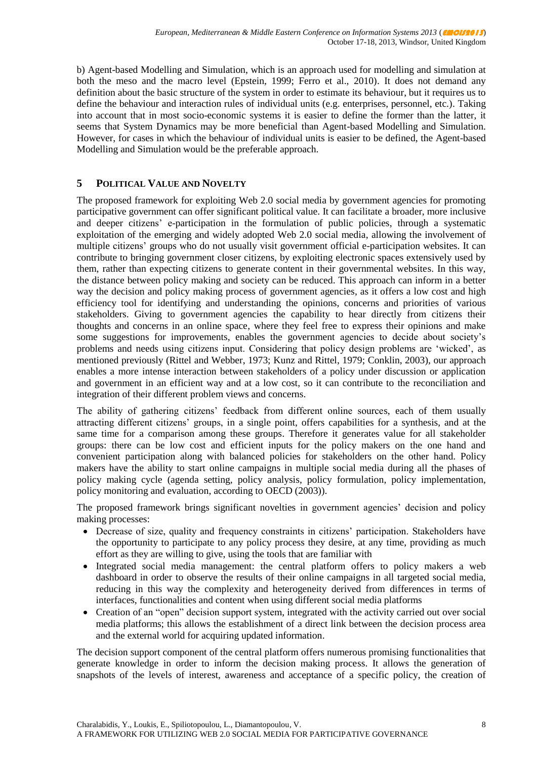b) Agent-based Modelling and Simulation, which is an approach used for modelling and simulation at both the meso and the macro level (Epstein, 1999; Ferro et al., 2010). It does not demand any definition about the basic structure of the system in order to estimate its behaviour, but it requires us to define the behaviour and interaction rules of individual units (e.g. enterprises, personnel, etc.). Taking into account that in most socio-economic systems it is easier to define the former than the latter, it seems that System Dynamics may be more beneficial than Agent-based Modelling and Simulation. However, for cases in which the behaviour of individual units is easier to be defined, the Agent-based Modelling and Simulation would be the preferable approach.

## 5 POLITICAL VALUE AND NOVELTY

The proposed framework for exploiting Web 2.0 social media by government agencies for promoting participative government can offer significant political value. It can facilitate a broader, more inclusive and deeper citizens' e-participation in the formulation of public policies, through a systematic exploitation of the emerging and widely adopted Web 2.0 social media, allowing the involvement of multiple citizens' groups who do not usually visit government official e-participation websites. It can contribute to bringing government closer citizens, by exploiting electronic spaces extensively used by them, rather than expecting citizens to generate content in their governmental websites. In this way, the distance between policy making and society can be reduced. This approach can inform in a better way the decision and policy making process of government agencies, as it offers a low cost and high efficiency tool for identifying and understanding the opinions, concerns and priorities of various stakeholders. Giving to government agencies the capability to hear directly from citizens their thoughts and concerns in an online space, where they feel free to express their opinions and make some suggestions for improvements, enables the government agencies to decide about society's problems and needs using citizens input. Considering that policy design problems are 'wicked', as mentioned previously (Rittel and Webber, 1973; Kunz and Rittel, 1979; Conklin, 2003), our approach enables a more intense interaction between stakeholders of a policy under discussion or application and government in an efficient way and at a low cost, so it can contribute to the reconciliation and integration of their different problem views and concerns.

The ability of gathering citizens' feedback from different online sources, each of them usually attracting different citizens' groups, in a single point, offers capabilities for a synthesis, and at the same time for a comparison among these groups. Therefore it generates value for all stakeholder groups: there can be low cost and efficient inputs for the policy makers on the one hand and convenient participation along with balanced policies for stakeholders on the other hand. Policy makers have the ability to start online campaigns in multiple social media during all the phases of policy making cycle (agenda setting, policy analysis, policy formulation, policy implementation, policy monitoring and evaluation, according to OECD (2003)).

The proposed framework brings significant novelties in government agencies' decision and policy making processes:

- Decrease of size, quality and frequency constraints in citizens' participation. Stakeholders have the opportunity to participate to any policy process they desire, at any time, providing as much effort as they are willing to give, using the tools that are familiar with
- Integrated social media management: the central platform offers to policy makers a web dashboard in order to observe the results of their online campaigns in all targeted social media, reducing in this way the complexity and heterogeneity derived from differences in terms of interfaces, functionalities and content when using different social media platforms
- Creation of an "open" decision support system, integrated with the activity carried out over social media platforms; this allows the establishment of a direct link between the decision process area and the external world for acquiring updated information.

The decision support component of the central platform offers numerous promising functionalities that generate knowledge in order to inform the decision making process. It allows the generation of snapshots of the levels of interest, awareness and acceptance of a specific policy, the creation of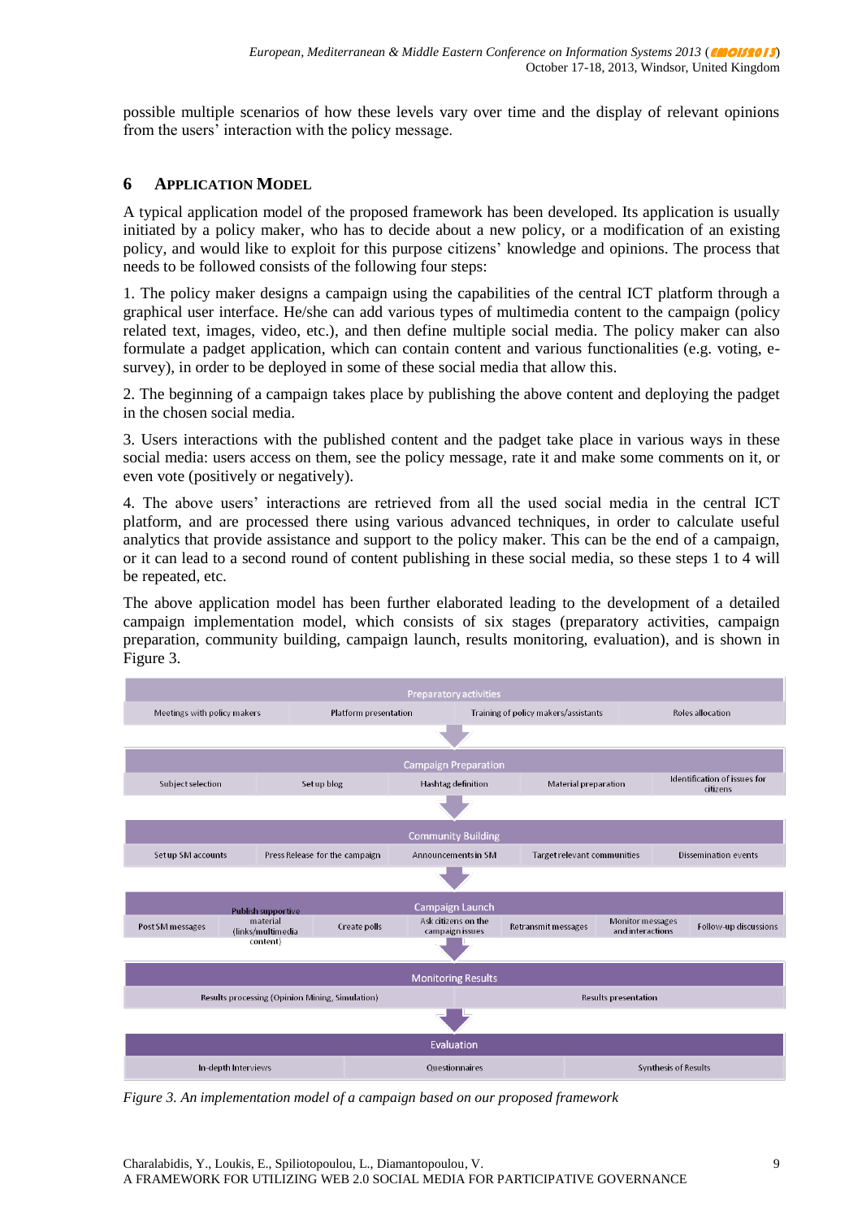possible multiple scenarios of how these levels vary over time and the display of relevant opinions from the users' interaction with the policy message.

## 6 APPLICATION MODEL

A typical application model of the proposed framework has been developed. Its application is usually initiated by a policy maker, who has to decide about a new policy, or a modification of an existing policy, and would like to exploit for this purpose citizens' knowledge and opinions. The process that needs to be followed consists of the following four steps:

1. The policy maker designs a campaign using the capabilities of the central ICT platform through a graphical user interface. He/she can add various types of multimedia content to the campaign (policy related text, images, video, etc.), and then define multiple social media. The policy maker can also formulate a padget application, which can contain content and various functionalities (e.g. voting, e-survey), in order to be deployed in some of these social media that allow this.

2. The beginning of a campaign takes place by publishing the above content and deploying the padget in the chosen social media.

3. Users interactions with the published content and the padget take place in various ways in these social media: users access on them, see the policy message, rate it and make some comments on it, or even vote (positively or negatively).

4. The above users' interactions are retrieved from all the used social media in the central ICT platform, and are processed there using various advanced techniques, in order to calculate useful analytics that provide assistance and support to the policy maker. This can be the end of a campaign, or it can lead to a second round of content publishing in these social media, so these steps 1 to 4 will be repeated, etc.

The above application model has been further elaborated leading to the development of a detailed campaign implementation model, which consists of six stages (preparatory activities, campaign preparation, community building, campaign launch, results monitoring, evaluation), and is shown in Figure 3.

**Preparatory activities**
Meetings with policy makers | Platform presentation | Training of policy makers/assistants | Roles allocation

**Campaign Preparation**
Subject selection | Set up blog | Hashtag definition | Material preparation | Identification of issues for citizens

**Community Building**
Set up SM accounts | Press Release for the campaign | Announcements in SM | Target relevant communities | Dissemination events

**Campaign Launch**
Post SM messages | Publish supportive material (links/multimedia content) | Create polls | Ask citizens on the campaign issues | Retransmit messages | Monitor messages and interactions | Follow-up discussions

**Monitoring Results**
Results processing (Opinion Mining, Simulation) | Results presentation

**Evaluation**
In-depth Interviews | Questionnaires | Synthesis of Results

*Figure 3. An implementation model of a campaign based on our proposed framework*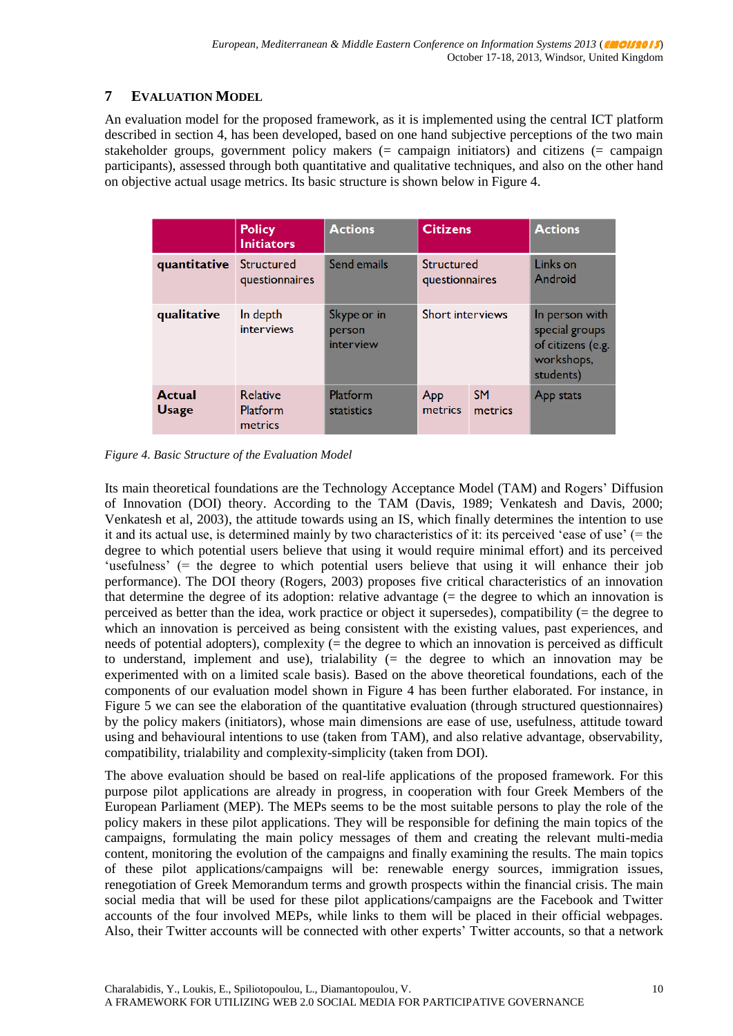## 7 EVALUATION MODEL

An evaluation model for the proposed framework, as it is implemented using the central ICT platform described in section 4, has been developed, based on one hand subjective perceptions of the two main stakeholder groups, government policy makers (= campaign initiators) and citizens (= campaign participants), assessed through both quantitative and qualitative techniques, and also on the other hand on objective actual usage metrics. Its basic structure is shown below in Figure 4.

| | Policy Initiators | Actions | Citizens | | Actions |
|---|---|---|---|---|---|
| **quantitative** | Structured questionnaires | Send emails | Structured questionnaires | | Links on Android |
| **qualitative** | In depth interviews | Skype or in person interview | Short interviews | | In person with special groups of citizens (e.g. workshops, students) |
| **Actual Usage** | Relative Platform metrics | Platform statistics | App metrics | SM metrics | App stats |

*Figure 4. Basic Structure of the Evaluation Model*

Its main theoretical foundations are the Technology Acceptance Model (TAM) and Rogers' Diffusion of Innovation (DOI) theory. According to the TAM (Davis, 1989; Venkatesh and Davis, 2000; Venkatesh et al, 2003), the attitude towards using an IS, which finally determines the intention to use it and its actual use, is determined mainly by two characteristics of it: its perceived 'ease of use' (= the degree to which potential users believe that using it would require minimal effort) and its perceived 'usefulness' (= the degree to which potential users believe that using it will enhance their job performance). The DOI theory (Rogers, 2003) proposes five critical characteristics of an innovation that determine the degree of its adoption: relative advantage (= the degree to which an innovation is perceived as better than the idea, work practice or object it supersedes), compatibility (= the degree to which an innovation is perceived as being consistent with the existing values, past experiences, and needs of potential adopters), complexity (= the degree to which an innovation is perceived as difficult to understand, implement and use), trialability (= the degree to which an innovation may be experimented with on a limited scale basis). Based on the above theoretical foundations, each of the components of our evaluation model shown in Figure 4 has been further elaborated. For instance, in Figure 5 we can see the elaboration of the quantitative evaluation (through structured questionnaires) by the policy makers (initiators), whose main dimensions are ease of use, usefulness, attitude toward using and behavioural intentions to use (taken from TAM), and also relative advantage, observability, compatibility, trialability and complexity-simplicity (taken from DOI).

The above evaluation should be based on real-life applications of the proposed framework. For this purpose pilot applications are already in progress, in cooperation with four Greek Members of the European Parliament (MEP). The MEPs seems to be the most suitable persons to play the role of the policy makers in these pilot applications. They will be responsible for defining the main topics of the campaigns, formulating the main policy messages of them and creating the relevant multi-media content, monitoring the evolution of the campaigns and finally examining the results. The main topics of these pilot applications/campaigns will be: renewable energy sources, immigration issues, renegotiation of Greek Memorandum terms and growth prospects within the financial crisis. The main social media that will be used for these pilot applications/campaigns are the Facebook and Twitter accounts of the four involved MEPs, while links to them will be placed in their official webpages. Also, their Twitter accounts will be connected with other experts' Twitter accounts, so that a network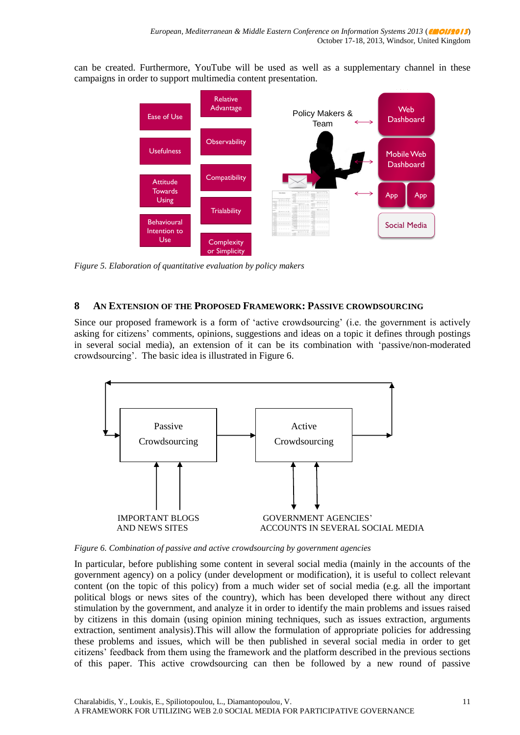can be created. Furthermore, YouTube will be used as well as a supplementary channel in these campaigns in order to support multimedia content presentation.

*Figure 5. Elaboration of quantitative evaluation by policy makers*

## 8 AN EXTENSION OF THE PROPOSED FRAMEWORK: PASSIVE CROWDSOURCING

Since our proposed framework is a form of 'active crowdsourcing' (i.e. the government is actively asking for citizens' comments, opinions, suggestions and ideas on a topic it defines through postings in several social media), an extension of it can be its combination with 'passive/non-moderated crowdsourcing'. The basic idea is illustrated in Figure 6.

*Figure 6. Combination of passive and active crowdsourcing by government agencies*

In particular, before publishing some content in several social media (mainly in the accounts of the government agency) on a policy (under development or modification), it is useful to collect relevant content (on the topic of this policy) from a much wider set of social media (e.g. all the important political blogs or news sites of the country), which has been developed there without any direct stimulation by the government, and analyze it in order to identify the main problems and issues raised by citizens in this domain (using opinion mining techniques, such as issues extraction, arguments extraction, sentiment analysis).This will allow the formulation of appropriate policies for addressing these problems and issues, which will be then published in several social media in order to get citizens' feedback from them using the framework and the platform described in the previous sections of this paper. This active crowdsourcing can then be followed by a new round of passive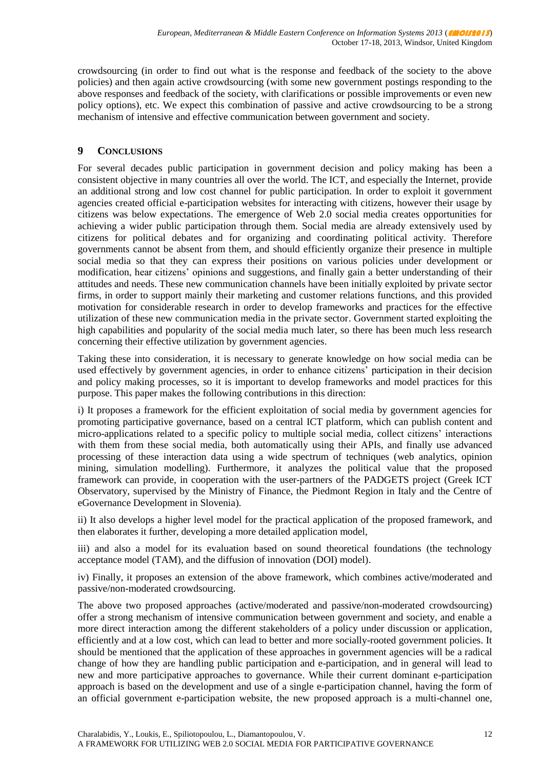crowdsourcing (in order to find out what is the response and feedback of the society to the above policies) and then again active crowdsourcing (with some new government postings responding to the above responses and feedback of the society, with clarifications or possible improvements or even new policy options), etc. We expect this combination of passive and active crowdsourcing to be a strong mechanism of intensive and effective communication between government and society.

## 9 CONCLUSIONS

For several decades public participation in government decision and policy making has been a consistent objective in many countries all over the world. The ICT, and especially the Internet, provide an additional strong and low cost channel for public participation. In order to exploit it government agencies created official e-participation websites for interacting with citizens, however their usage by citizens was below expectations. The emergence of Web 2.0 social media creates opportunities for achieving a wider public participation through them. Social media are already extensively used by citizens for political debates and for organizing and coordinating political activity. Therefore governments cannot be absent from them, and should efficiently organize their presence in multiple social media so that they can express their positions on various policies under development or modification, hear citizens' opinions and suggestions, and finally gain a better understanding of their attitudes and needs. These new communication channels have been initially exploited by private sector firms, in order to support mainly their marketing and customer relations functions, and this provided motivation for considerable research in order to develop frameworks and practices for the effective utilization of these new communication media in the private sector. Government started exploiting the high capabilities and popularity of the social media much later, so there has been much less research concerning their effective utilization by government agencies.

Taking these into consideration, it is necessary to generate knowledge on how social media can be used effectively by government agencies, in order to enhance citizens' participation in their decision and policy making processes, so it is important to develop frameworks and model practices for this purpose. This paper makes the following contributions in this direction:

i) It proposes a framework for the efficient exploitation of social media by government agencies for promoting participative governance, based on a central ICT platform, which can publish content and micro-applications related to a specific policy to multiple social media, collect citizens' interactions with them from these social media, both automatically using their APIs, and finally use advanced processing of these interaction data using a wide spectrum of techniques (web analytics, opinion mining, simulation modelling). Furthermore, it analyzes the political value that the proposed framework can provide, in cooperation with the user-partners of the PADGETS project (Greek ICT Observatory, supervised by the Ministry of Finance, the Piedmont Region in Italy and the Centre of eGovernance Development in Slovenia).

ii) It also develops a higher level model for the practical application of the proposed framework, and then elaborates it further, developing a more detailed application model,

iii) and also a model for its evaluation based on sound theoretical foundations (the technology acceptance model (TAM), and the diffusion of innovation (DOI) model).

iv) Finally, it proposes an extension of the above framework, which combines active/moderated and passive/non-moderated crowdsourcing.

The above two proposed approaches (active/moderated and passive/non-moderated crowdsourcing) offer a strong mechanism of intensive communication between government and society, and enable a more direct interaction among the different stakeholders of a policy under discussion or application, efficiently and at a low cost, which can lead to better and more socially-rooted government policies. It should be mentioned that the application of these approaches in government agencies will be a radical change of how they are handling public participation and e-participation, and in general will lead to new and more participative approaches to governance. While their current dominant e-participation approach is based on the development and use of a single e-participation channel, having the form of an official government e-participation website, the new proposed approach is a multi-channel one,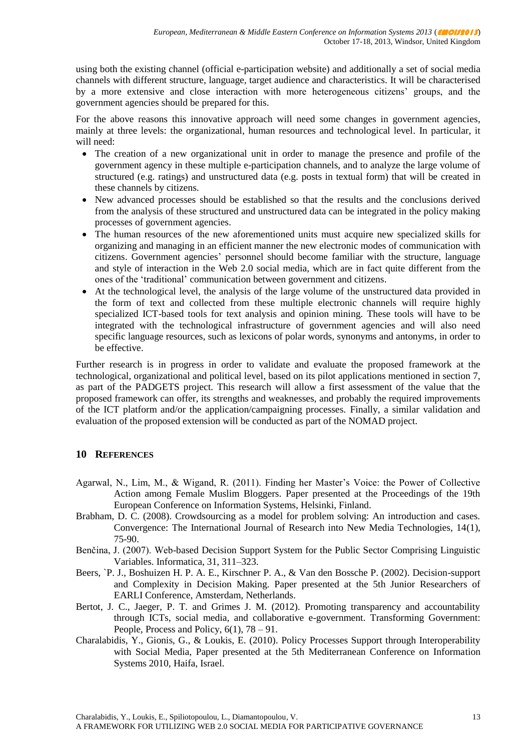using both the existing channel (official e-participation website) and additionally a set of social media channels with different structure, language, target audience and characteristics. It will be characterised by a more extensive and close interaction with more heterogeneous citizens' groups, and the government agencies should be prepared for this.

For the above reasons this innovative approach will need some changes in government agencies, mainly at three levels: the organizational, human resources and technological level. In particular, it will need:

- The creation of a new organizational unit in order to manage the presence and profile of the government agency in these multiple e-participation channels, and to analyze the large volume of structured (e.g. ratings) and unstructured data (e.g. posts in textual form) that will be created in these channels by citizens.
- New advanced processes should be established so that the results and the conclusions derived from the analysis of these structured and unstructured data can be integrated in the policy making processes of government agencies.
- The human resources of the new aforementioned units must acquire new specialized skills for organizing and managing in an efficient manner the new electronic modes of communication with citizens. Government agencies' personnel should become familiar with the structure, language and style of interaction in the Web 2.0 social media, which are in fact quite different from the ones of the 'traditional' communication between government and citizens.
- At the technological level, the analysis of the large volume of the unstructured data provided in the form of text and collected from these multiple electronic channels will require highly specialized ICT-based tools for text analysis and opinion mining. These tools will have to be integrated with the technological infrastructure of government agencies and will also need specific language resources, such as lexicons of polar words, synonyms and antonyms, in order to be effective.

Further research is in progress in order to validate and evaluate the proposed framework at the technological, organizational and political level, based on its pilot applications mentioned in section 7, as part of the PADGETS project. This research will allow a first assessment of the value that the proposed framework can offer, its strengths and weaknesses, and probably the required improvements of the ICT platform and/or the application/campaigning processes. Finally, a similar validation and evaluation of the proposed extension will be conducted as part of the NOMAD project.

## 10 REFERENCES

Agarwal, N., Lim, M., & Wigand, R. (2011). Finding her Master's Voice: the Power of Collective Action among Female Muslim Bloggers. Paper presented at the Proceedings of the 19th European Conference on Information Systems, Helsinki, Finland.

Brabham, D. C. (2008). Crowdsourcing as a model for problem solving: An introduction and cases. Convergence: The International Journal of Research into New Media Technologies, 14(1), 75-90.

Benčina, J. (2007). Web-based Decision Support System for the Public Sector Comprising Linguistic Variables. Informatica, 31, 311–323.

Beers, `P. J., Boshuizen H. P. A. E., Kirschner P. A., & Van den Bossche P. (2002). Decision-support and Complexity in Decision Making. Paper presented at the 5th Junior Researchers of EARLI Conference, Amsterdam, Netherlands.

Bertot, J. C., Jaeger, P. T. and Grimes J. M. (2012). Promoting transparency and accountability through ICTs, social media, and collaborative e-government. Transforming Government: People, Process and Policy, 6(1), 78 – 91.

Charalabidis, Y., Gionis, G., & Loukis, E. (2010). Policy Processes Support through Interoperability with Social Media, Paper presented at the 5th Mediterranean Conference on Information Systems 2010, Haifa, Israel.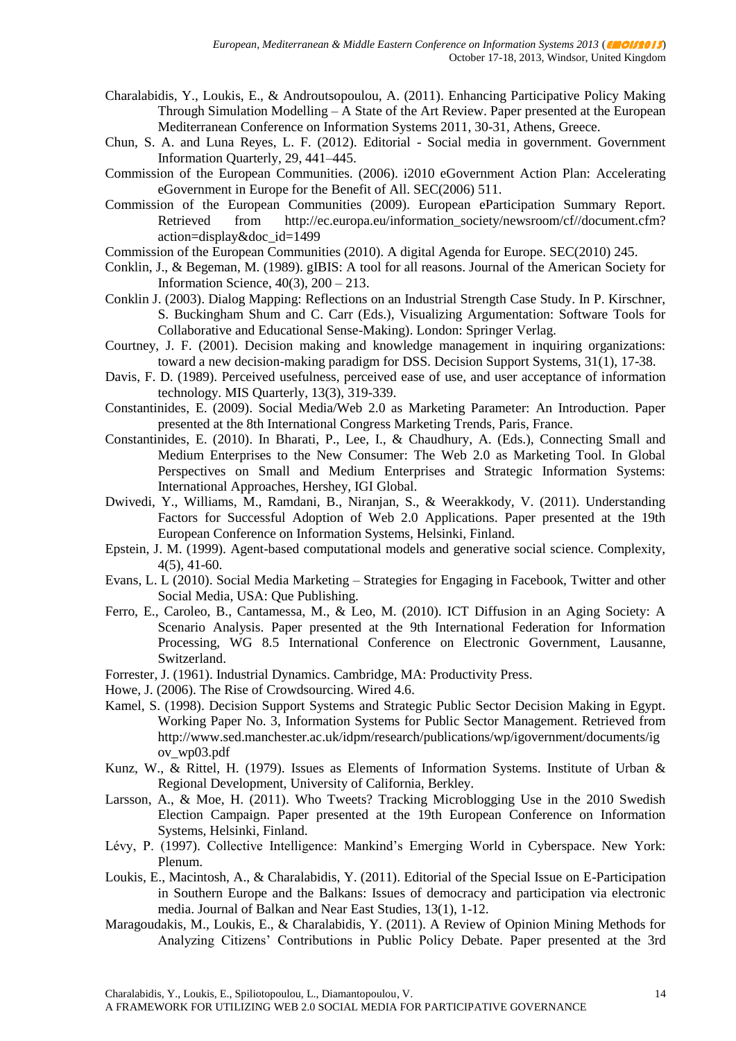Charalabidis, Y., Loukis, E., & Androutsopoulou, A. (2011). Enhancing Participative Policy Making Through Simulation Modelling – A State of the Art Review. Paper presented at the European Mediterranean Conference on Information Systems 2011, 30-31, Athens, Greece.

Chun, S. A. and Luna Reyes, L. F. (2012). Editorial - Social media in government. Government Information Quarterly, 29, 441–445.

Commission of the European Communities. (2006). i2010 eGovernment Action Plan: Accelerating eGovernment in Europe for the Benefit of All. SEC(2006) 511.

Commission of the European Communities (2009). European eParticipation Summary Report. Retrieved from http://ec.europa.eu/information_society/newsroom/cf//document.cfm?action=display&doc_id=1499

Commission of the European Communities (2010). A digital Agenda for Europe. SEC(2010) 245.

Conklin, J., & Begeman, M. (1989). gIBIS: A tool for all reasons. Journal of the American Society for Information Science, 40(3), 200 – 213.

Conklin J. (2003). Dialog Mapping: Reflections on an Industrial Strength Case Study. In P. Kirschner, S. Buckingham Shum and C. Carr (Eds.), Visualizing Argumentation: Software Tools for Collaborative and Educational Sense-Making). London: Springer Verlag.

Courtney, J. F. (2001). Decision making and knowledge management in inquiring organizations: toward a new decision-making paradigm for DSS. Decision Support Systems, 31(1), 17-38.

Davis, F. D. (1989). Perceived usefulness, perceived ease of use, and user acceptance of information technology. MIS Quarterly, 13(3), 319-339.

Constantinides, E. (2009). Social Media/Web 2.0 as Marketing Parameter: An Introduction. Paper presented at the 8th International Congress Marketing Trends, Paris, France.

Constantinides, E. (2010). In Bharati, P., Lee, I., & Chaudhury, A. (Eds.), Connecting Small and Medium Enterprises to the New Consumer: The Web 2.0 as Marketing Tool. In Global Perspectives on Small and Medium Enterprises and Strategic Information Systems: International Approaches, Hershey, IGI Global.

Dwivedi, Y., Williams, M., Ramdani, B., Niranjan, S., & Weerakkody, V. (2011). Understanding Factors for Successful Adoption of Web 2.0 Applications. Paper presented at the 19th European Conference on Information Systems, Helsinki, Finland.

Epstein, J. M. (1999). Agent-based computational models and generative social science. Complexity, 4(5), 41-60.

Evans, L. L (2010). Social Media Marketing – Strategies for Engaging in Facebook, Twitter and other Social Media, USA: Que Publishing.

Ferro, E., Caroleo, B., Cantamessa, M., & Leo, M. (2010). ICT Diffusion in an Aging Society: A Scenario Analysis. Paper presented at the 9th International Federation for Information Processing, WG 8.5 International Conference on Electronic Government, Lausanne, Switzerland.

Forrester, J. (1961). Industrial Dynamics. Cambridge, MA: Productivity Press.

Howe, J. (2006). The Rise of Crowdsourcing. Wired 4.6.

Kamel, S. (1998). Decision Support Systems and Strategic Public Sector Decision Making in Egypt. Working Paper No. 3, Information Systems for Public Sector Management. Retrieved from http://www.sed.manchester.ac.uk/idpm/research/publications/wp/igovernment/documents/igov_wp03.pdf

Kunz, W., & Rittel, H. (1979). Issues as Elements of Information Systems. Institute of Urban & Regional Development, University of California, Berkley.

Larsson, A., & Moe, H. (2011). Who Tweets? Tracking Microblogging Use in the 2010 Swedish Election Campaign. Paper presented at the 19th European Conference on Information Systems, Helsinki, Finland.

Lévy, P. (1997). Collective Intelligence: Mankind's Emerging World in Cyberspace. New York: Plenum.

Loukis, E., Macintosh, A., & Charalabidis, Y. (2011). Editorial of the Special Issue on E-Participation in Southern Europe and the Balkans: Issues of democracy and participation via electronic media. Journal of Balkan and Near East Studies, 13(1), 1-12.

Maragoudakis, M., Loukis, E., & Charalabidis, Y. (2011). A Review of Opinion Mining Methods for Analyzing Citizens' Contributions in Public Policy Debate. Paper presented at the 3rd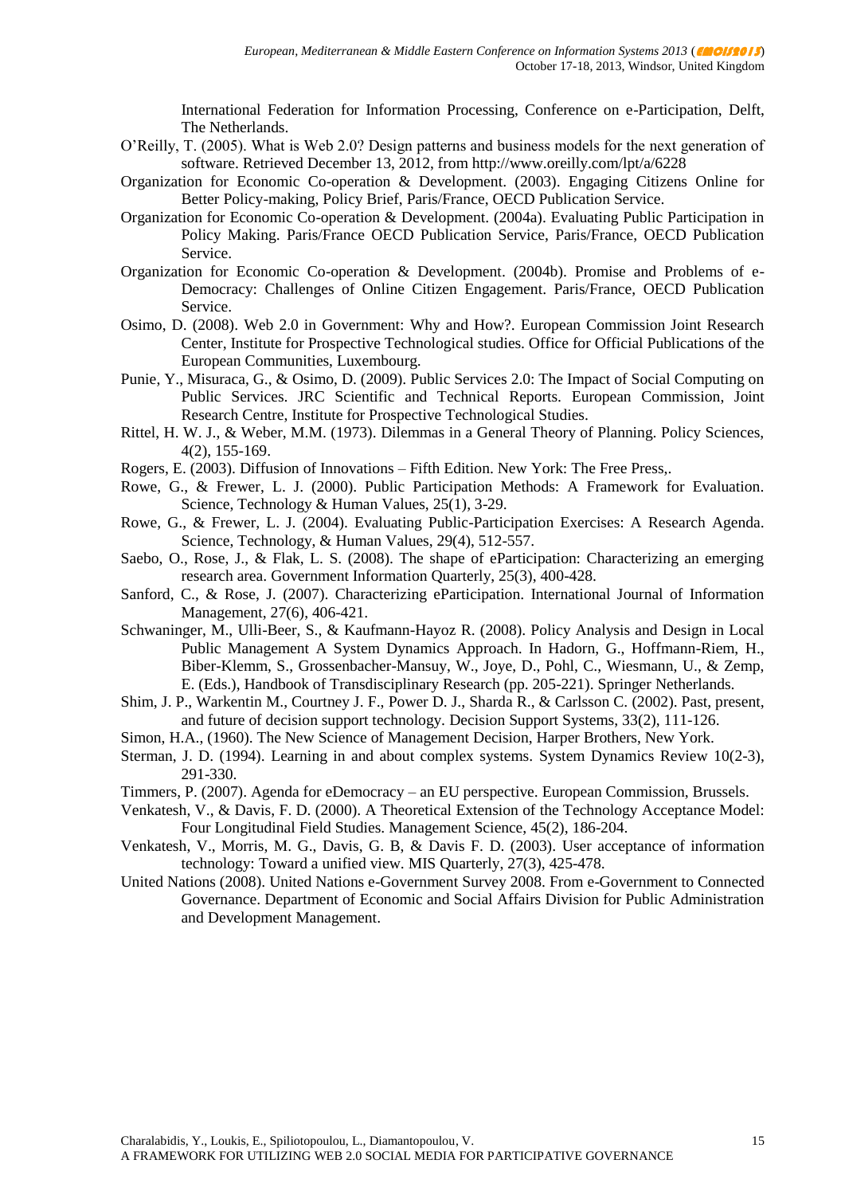International Federation for Information Processing, Conference on e-Participation, Delft, The Netherlands.

O'Reilly, T. (2005). What is Web 2.0? Design patterns and business models for the next generation of software. Retrieved December 13, 2012, from http://www.oreilly.com/lpt/a/6228

Organization for Economic Co-operation & Development. (2003). Engaging Citizens Online for Better Policy-making, Policy Brief, Paris/France, OECD Publication Service.

Organization for Economic Co-operation & Development. (2004a). Evaluating Public Participation in Policy Making. Paris/France OECD Publication Service, Paris/France, OECD Publication Service.

Organization for Economic Co-operation & Development. (2004b). Promise and Problems of e-Democracy: Challenges of Online Citizen Engagement. Paris/France, OECD Publication Service.

Osimo, D. (2008). Web 2.0 in Government: Why and How?. European Commission Joint Research Center, Institute for Prospective Technological studies. Office for Official Publications of the European Communities, Luxembourg.

Punie, Y., Misuraca, G., & Osimo, D. (2009). Public Services 2.0: The Impact of Social Computing on Public Services. JRC Scientific and Technical Reports. European Commission, Joint Research Centre, Institute for Prospective Technological Studies.

Rittel, H. W. J., & Weber, M.M. (1973). Dilemmas in a General Theory of Planning. Policy Sciences, 4(2), 155-169.

Rogers, E. (2003). Diffusion of Innovations – Fifth Edition. New York: The Free Press,.

Rowe, G., & Frewer, L. J. (2000). Public Participation Methods: A Framework for Evaluation. Science, Technology & Human Values, 25(1), 3-29.

Rowe, G., & Frewer, L. J. (2004). Evaluating Public-Participation Exercises: A Research Agenda. Science, Technology, & Human Values, 29(4), 512-557.

Saebo, O., Rose, J., & Flak, L. S. (2008). The shape of eParticipation: Characterizing an emerging research area. Government Information Quarterly, 25(3), 400-428.

Sanford, C., & Rose, J. (2007). Characterizing eParticipation. International Journal of Information Management, 27(6), 406-421.

Schwaninger, M., Ulli-Beer, S., & Kaufmann-Hayoz R. (2008). Policy Analysis and Design in Local Public Management A System Dynamics Approach. In Hadorn, G., Hoffmann-Riem, H., Biber-Klemm, S., Grossenbacher-Mansuy, W., Joye, D., Pohl, C., Wiesmann, U., & Zemp, E. (Eds.), Handbook of Transdisciplinary Research (pp. 205-221). Springer Netherlands.

Shim, J. P., Warkentin M., Courtney J. F., Power D. J., Sharda R., & Carlsson C. (2002). Past, present, and future of decision support technology. Decision Support Systems, 33(2), 111-126.

Simon, H.A., (1960). The New Science of Management Decision, Harper Brothers, New York.

Sterman, J. D. (1994). Learning in and about complex systems. System Dynamics Review 10(2-3), 291-330.

Timmers, P. (2007). Agenda for eDemocracy – an EU perspective. European Commission, Brussels.

Venkatesh, V., & Davis, F. D. (2000). A Theoretical Extension of the Technology Acceptance Model: Four Longitudinal Field Studies. Management Science, 45(2), 186-204.

Venkatesh, V., Morris, M. G., Davis, G. B, & Davis F. D. (2003). User acceptance of information technology: Toward a unified view. MIS Quarterly, 27(3), 425-478.

United Nations (2008). United Nations e-Government Survey 2008. From e-Government to Connected Governance. Department of Economic and Social Affairs Division for Public Administration and Development Management.